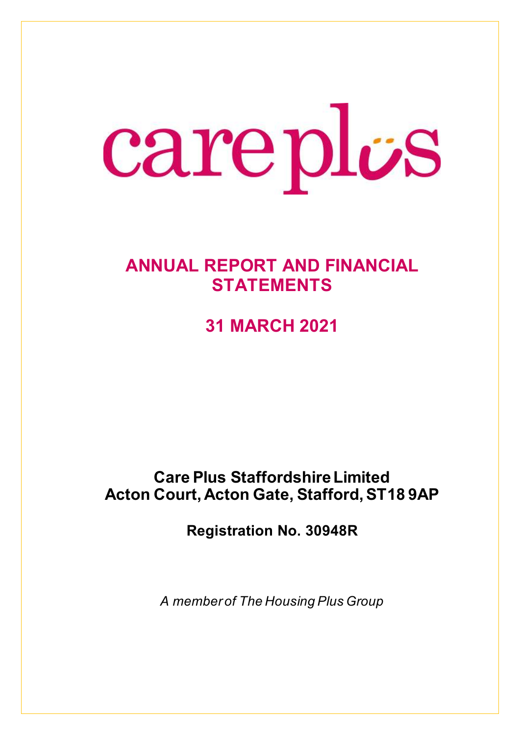care plus

# ANNUAL REPORT AND FINANCIAL STATEMENTS

# 31 MARCH 2021

**Care Plus Staffordshire Limited**
**Acton Court, Acton Gate, Stafford, ST18 9AP**

**Registration No. 30948R**

*A member of The Housing Plus Group*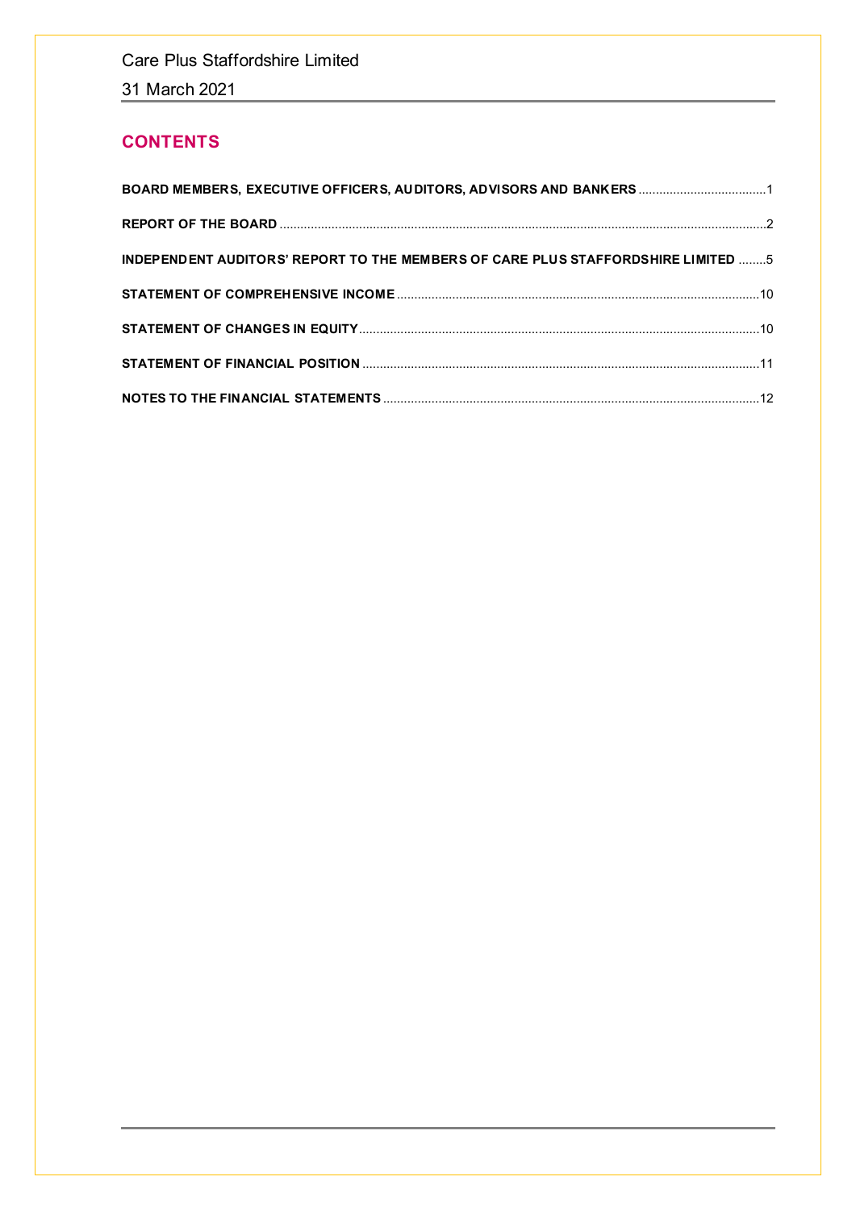Care Plus Staffordshire Limited

31 March 2021

## CONTENTS

| | |
|---|---|
| **BOARD MEMBERS, EXECUTIVE OFFICERS, AUDITORS, ADVISORS AND BANKERS** | 1 |
| **REPORT OF THE BOARD** | 2 |
| **INDEPENDENT AUDITORS' REPORT TO THE MEMBERS OF CARE PLUS STAFFORDSHIRE LIMITED** | 5 |
| **STATEMENT OF COMPREHENSIVE INCOME** | 10 |
| **STATEMENT OF CHANGES IN EQUITY** | 10 |
| **STATEMENT OF FINANCIAL POSITION** | 11 |
| **NOTES TO THE FINANCIAL STATEMENTS** | 12 |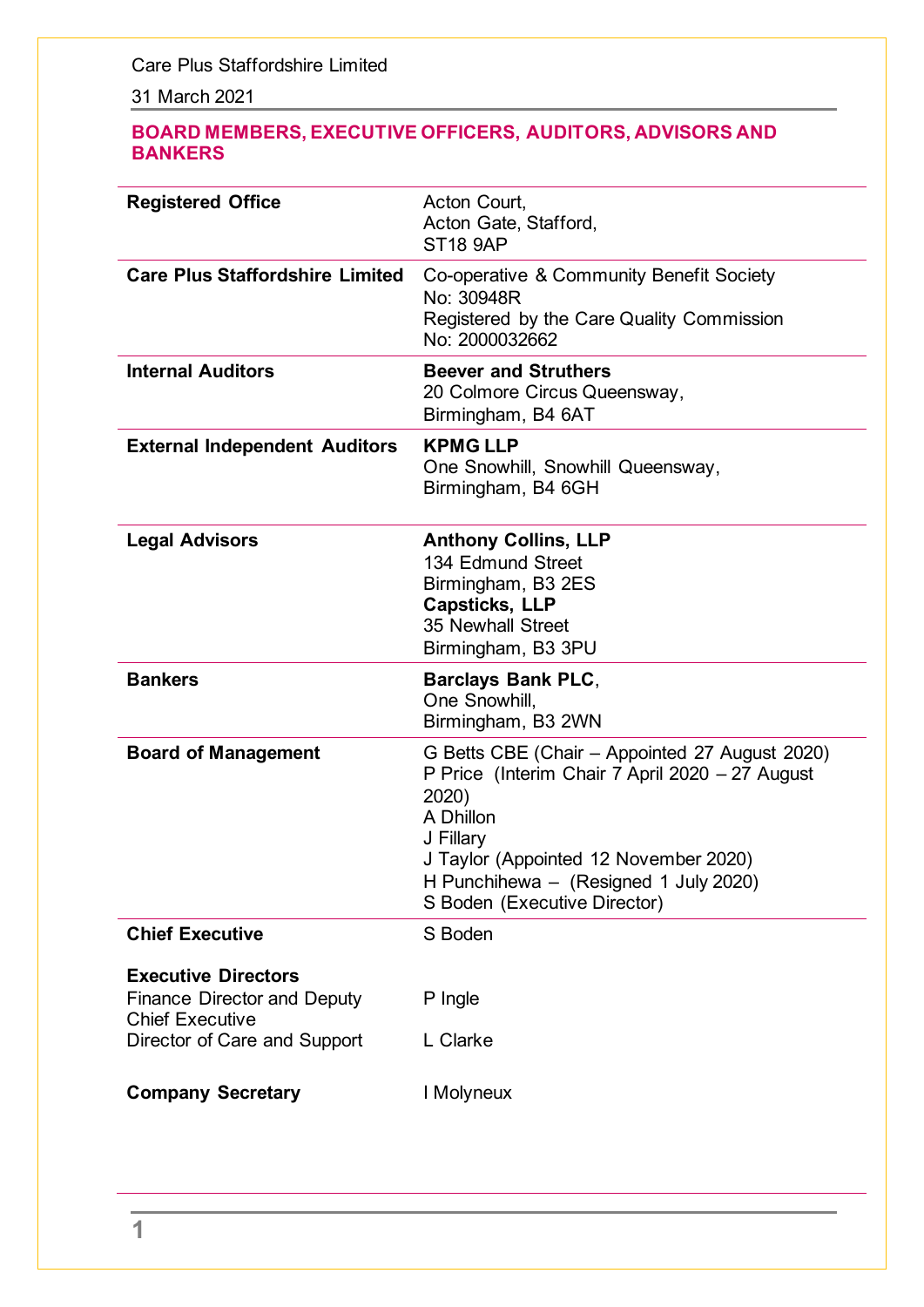# BOARD MEMBERS, EXECUTIVE OFFICERS, AUDITORS, ADVISORS AND BANKERS

| | |
|---|---|
| **Registered Office** | Acton Court,<br>Acton Gate, Stafford,<br>ST18 9AP |
| **Care Plus Staffordshire Limited** | Co-operative & Community Benefit Society<br>No: 30948R<br>Registered by the Care Quality Commission<br>No: 2000032662 |
| **Internal Auditors** | **Beever and Struthers**<br>20 Colmore Circus Queensway,<br>Birmingham, B4 6AT |
| **External Independent Auditors** | **KPMG LLP**<br>One Snowhill, Snowhill Queensway,<br>Birmingham, B4 6GH |
| **Legal Advisors** | **Anthony Collins, LLP**<br>134 Edmund Street<br>Birmingham, B3 2ES<br>**Capsticks, LLP**<br>35 Newhall Street<br>Birmingham, B3 3PU |
| **Bankers** | **Barclays Bank PLC**,<br>One Snowhill,<br>Birmingham, B3 2WN |
| **Board of Management** | G Betts CBE (Chair – Appointed 27 August 2020)<br>P Price (Interim Chair 7 April 2020 – 27 August 2020)<br>A Dhillon<br>J Fillary<br>J Taylor (Appointed 12 November 2020)<br>H Punchihewa – (Resigned 1 July 2020)<br>S Boden (Executive Director) |
| **Chief Executive** | S Boden |
| **Executive Directors** | |
| Finance Director and Deputy Chief Executive | P Ingle |
| Director of Care and Support | L Clarke |
| **Company Secretary** | I Molyneux |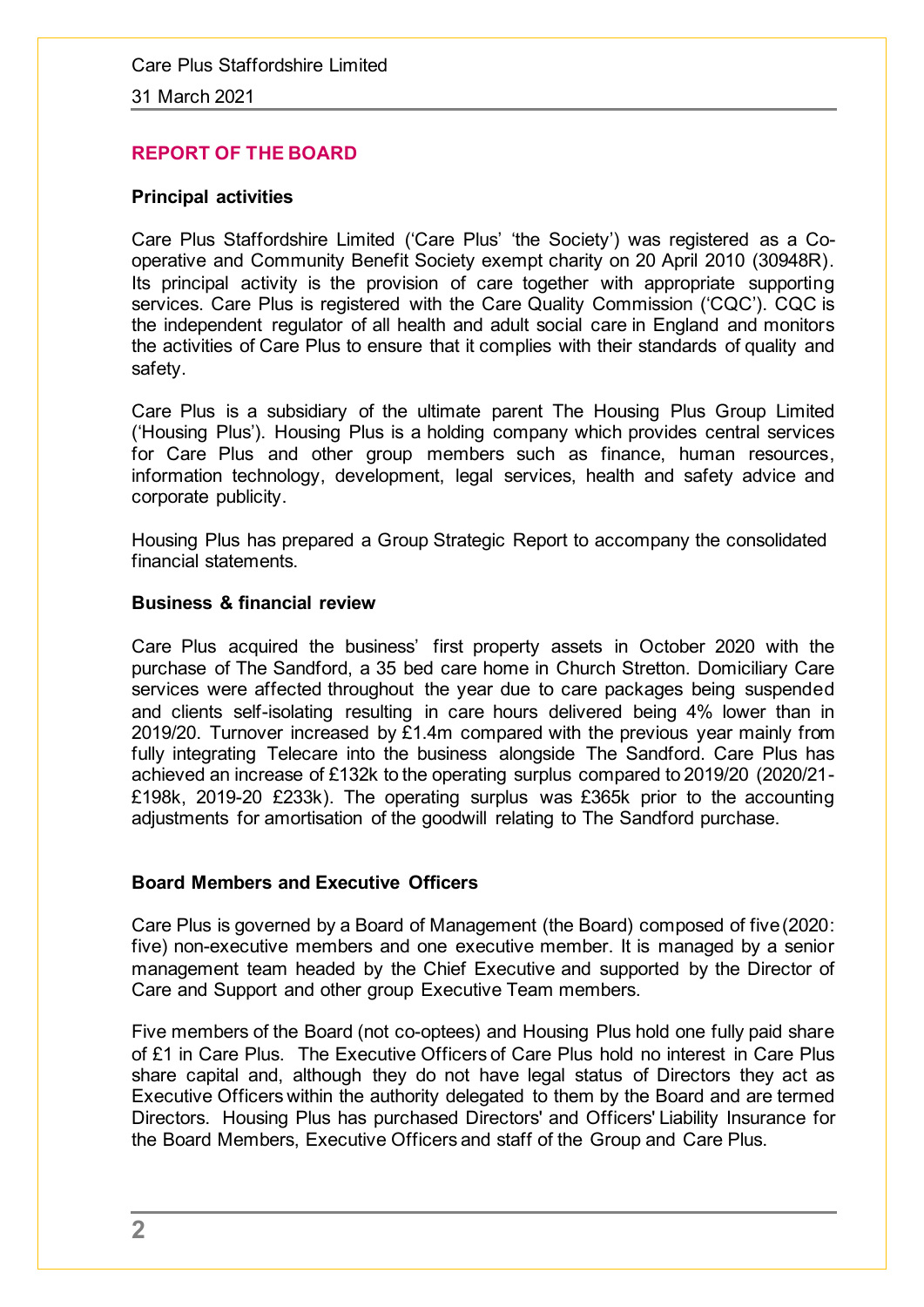## REPORT OF THE BOARD

### Principal activities

Care Plus Staffordshire Limited ('Care Plus' 'the Society') was registered as a Co-operative and Community Benefit Society exempt charity on 20 April 2010 (30948R). Its principal activity is the provision of care together with appropriate supporting services. Care Plus is registered with the Care Quality Commission ('CQC'). CQC is the independent regulator of all health and adult social care in England and monitors the activities of Care Plus to ensure that it complies with their standards of quality and safety.

Care Plus is a subsidiary of the ultimate parent The Housing Plus Group Limited ('Housing Plus'). Housing Plus is a holding company which provides central services for Care Plus and other group members such as finance, human resources, information technology, development, legal services, health and safety advice and corporate publicity.

Housing Plus has prepared a Group Strategic Report to accompany the consolidated financial statements.

### Business & financial review

Care Plus acquired the business' first property assets in October 2020 with the purchase of The Sandford, a 35 bed care home in Church Stretton. Domiciliary Care services were affected throughout the year due to care packages being suspended and clients self-isolating resulting in care hours delivered being 4% lower than in 2019/20. Turnover increased by £1.4m compared with the previous year mainly from fully integrating Telecare into the business alongside The Sandford. Care Plus has achieved an increase of £132k to the operating surplus compared to 2019/20 (2020/21-£198k, 2019-20 £233k). The operating surplus was £365k prior to the accounting adjustments for amortisation of the goodwill relating to The Sandford purchase.

### Board Members and Executive Officers

Care Plus is governed by a Board of Management (the Board) composed of five (2020: five) non-executive members and one executive member. It is managed by a senior management team headed by the Chief Executive and supported by the Director of Care and Support and other group Executive Team members.

Five members of the Board (not co-optees) and Housing Plus hold one fully paid share of £1 in Care Plus. The Executive Officers of Care Plus hold no interest in Care Plus share capital and, although they do not have legal status of Directors they act as Executive Officers within the authority delegated to them by the Board and are termed Directors. Housing Plus has purchased Directors' and Officers' Liability Insurance for the Board Members, Executive Officers and staff of the Group and Care Plus.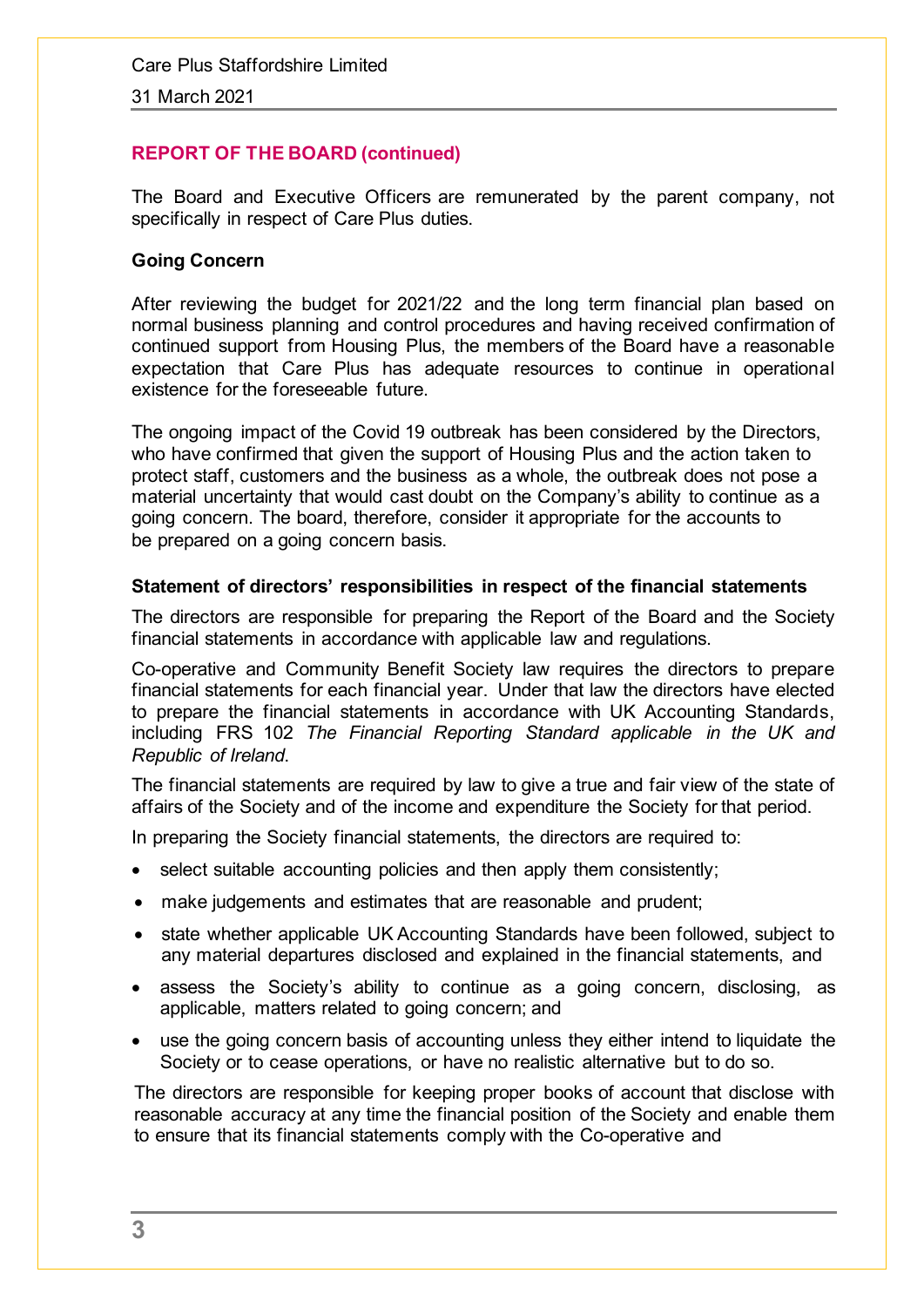## REPORT OF THE BOARD (continued)

The Board and Executive Officers are remunerated by the parent company, not specifically in respect of Care Plus duties.

### Going Concern

After reviewing the budget for 2021/22 and the long term financial plan based on normal business planning and control procedures and having received confirmation of continued support from Housing Plus, the members of the Board have a reasonable expectation that Care Plus has adequate resources to continue in operational existence for the foreseeable future.

The ongoing impact of the Covid 19 outbreak has been considered by the Directors, who have confirmed that given the support of Housing Plus and the action taken to protect staff, customers and the business as a whole, the outbreak does not pose a material uncertainty that would cast doubt on the Company's ability to continue as a going concern. The board, therefore, consider it appropriate for the accounts to be prepared on a going concern basis.

### Statement of directors' responsibilities in respect of the financial statements

The directors are responsible for preparing the Report of the Board and the Society financial statements in accordance with applicable law and regulations.

Co-operative and Community Benefit Society law requires the directors to prepare financial statements for each financial year. Under that law the directors have elected to prepare the financial statements in accordance with UK Accounting Standards, including FRS 102 *The Financial Reporting Standard applicable in the UK and Republic of Ireland*.

The financial statements are required by law to give a true and fair view of the state of affairs of the Society and of the income and expenditure the Society for that period.

In preparing the Society financial statements, the directors are required to:

- select suitable accounting policies and then apply them consistently;
- make judgements and estimates that are reasonable and prudent;
- state whether applicable UK Accounting Standards have been followed, subject to any material departures disclosed and explained in the financial statements, and
- assess the Society's ability to continue as a going concern, disclosing, as applicable, matters related to going concern; and
- use the going concern basis of accounting unless they either intend to liquidate the Society or to cease operations, or have no realistic alternative but to do so.

The directors are responsible for keeping proper books of account that disclose with reasonable accuracy at any time the financial position of the Society and enable them to ensure that its financial statements comply with the Co-operative and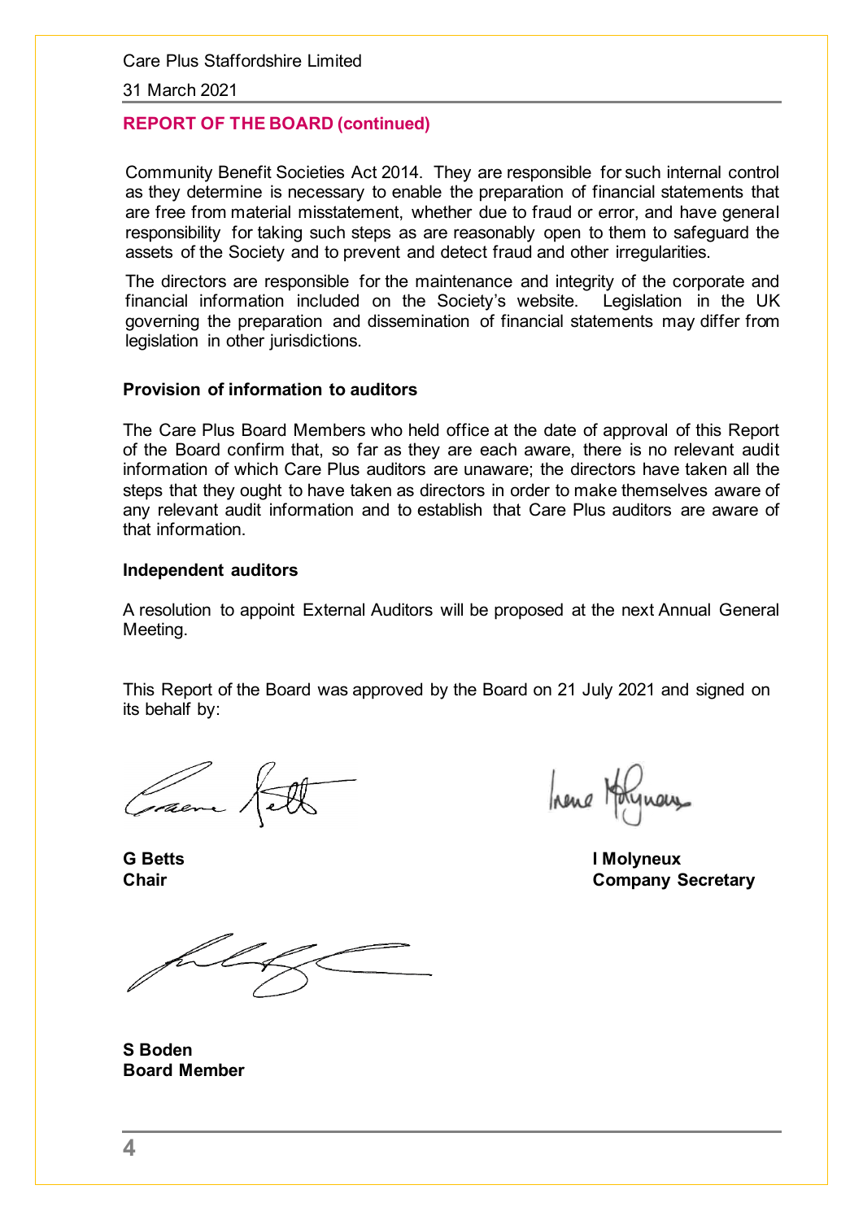## REPORT OF THE BOARD (continued)

Community Benefit Societies Act 2014. They are responsible for such internal control as they determine is necessary to enable the preparation of financial statements that are free from material misstatement, whether due to fraud or error, and have general responsibility for taking such steps as are reasonably open to them to safeguard the assets of the Society and to prevent and detect fraud and other irregularities.

The directors are responsible for the maintenance and integrity of the corporate and financial information included on the Society's website. Legislation in the UK governing the preparation and dissemination of financial statements may differ from legislation in other jurisdictions.

### Provision of information to auditors

The Care Plus Board Members who held office at the date of approval of this Report of the Board confirm that, so far as they are each aware, there is no relevant audit information of which Care Plus auditors are unaware; the directors have taken all the steps that they ought to have taken as directors in order to make themselves aware of any relevant audit information and to establish that Care Plus auditors are aware of that information.

### Independent auditors

A resolution to appoint External Auditors will be proposed at the next Annual General Meeting.

This Report of the Board was approved by the Board on 21 July 2021 and signed on its behalf by:

**G Betts**
**Chair**

**I Molyneux**
**Company Secretary**

**S Boden**
**Board Member**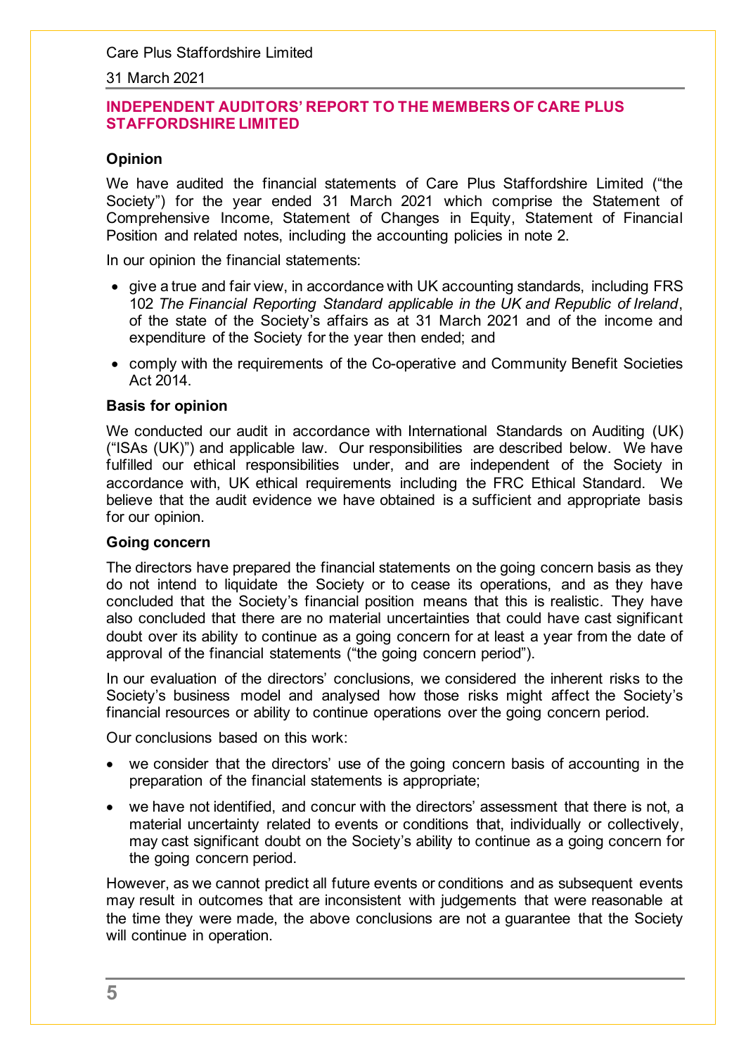## INDEPENDENT AUDITORS' REPORT TO THE MEMBERS OF CARE PLUS STAFFORDSHIRE LIMITED

### Opinion

We have audited the financial statements of Care Plus Staffordshire Limited ("the Society") for the year ended 31 March 2021 which comprise the Statement of Comprehensive Income, Statement of Changes in Equity, Statement of Financial Position and related notes, including the accounting policies in note 2.

In our opinion the financial statements:

- give a true and fair view, in accordance with UK accounting standards, including FRS 102 *The Financial Reporting Standard applicable in the UK and Republic of Ireland*, of the state of the Society's affairs as at 31 March 2021 and of the income and expenditure of the Society for the year then ended; and
- comply with the requirements of the Co-operative and Community Benefit Societies Act 2014.

### Basis for opinion

We conducted our audit in accordance with International Standards on Auditing (UK) ("ISAs (UK)") and applicable law. Our responsibilities are described below. We have fulfilled our ethical responsibilities under, and are independent of the Society in accordance with, UK ethical requirements including the FRC Ethical Standard. We believe that the audit evidence we have obtained is a sufficient and appropriate basis for our opinion.

### Going concern

The directors have prepared the financial statements on the going concern basis as they do not intend to liquidate the Society or to cease its operations, and as they have concluded that the Society's financial position means that this is realistic. They have also concluded that there are no material uncertainties that could have cast significant doubt over its ability to continue as a going concern for at least a year from the date of approval of the financial statements ("the going concern period").

In our evaluation of the directors' conclusions, we considered the inherent risks to the Society's business model and analysed how those risks might affect the Society's financial resources or ability to continue operations over the going concern period.

Our conclusions based on this work:

- we consider that the directors' use of the going concern basis of accounting in the preparation of the financial statements is appropriate;
- we have not identified, and concur with the directors' assessment that there is not, a material uncertainty related to events or conditions that, individually or collectively, may cast significant doubt on the Society's ability to continue as a going concern for the going concern period.

However, as we cannot predict all future events or conditions and as subsequent events may result in outcomes that are inconsistent with judgements that were reasonable at the time they were made, the above conclusions are not a guarantee that the Society will continue in operation.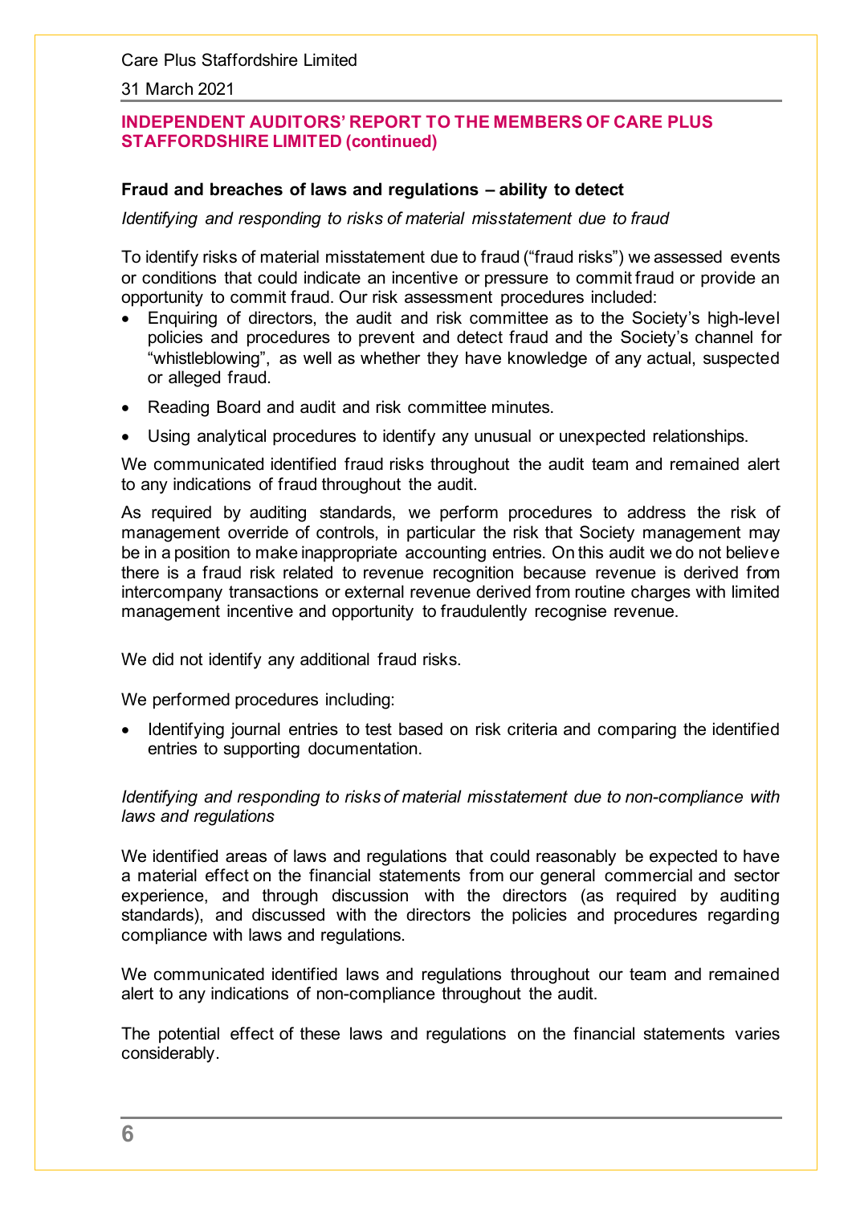## INDEPENDENT AUDITORS' REPORT TO THE MEMBERS OF CARE PLUS STAFFORDSHIRE LIMITED (continued)

### Fraud and breaches of laws and regulations – ability to detect

*Identifying and responding to risks of material misstatement due to fraud*

To identify risks of material misstatement due to fraud ("fraud risks") we assessed events or conditions that could indicate an incentive or pressure to commit fraud or provide an opportunity to commit fraud. Our risk assessment procedures included:

- Enquiring of directors, the audit and risk committee as to the Society's high-level policies and procedures to prevent and detect fraud and the Society's channel for "whistleblowing", as well as whether they have knowledge of any actual, suspected or alleged fraud.
- Reading Board and audit and risk committee minutes.
- Using analytical procedures to identify any unusual or unexpected relationships.

We communicated identified fraud risks throughout the audit team and remained alert to any indications of fraud throughout the audit.

As required by auditing standards, we perform procedures to address the risk of management override of controls, in particular the risk that Society management may be in a position to make inappropriate accounting entries. On this audit we do not believe there is a fraud risk related to revenue recognition because revenue is derived from intercompany transactions or external revenue derived from routine charges with limited management incentive and opportunity to fraudulently recognise revenue.

We did not identify any additional fraud risks.

We performed procedures including:

- Identifying journal entries to test based on risk criteria and comparing the identified entries to supporting documentation.

*Identifying and responding to risks of material misstatement due to non-compliance with laws and regulations*

We identified areas of laws and regulations that could reasonably be expected to have a material effect on the financial statements from our general commercial and sector experience, and through discussion with the directors (as required by auditing standards), and discussed with the directors the policies and procedures regarding compliance with laws and regulations.

We communicated identified laws and regulations throughout our team and remained alert to any indications of non-compliance throughout the audit.

The potential effect of these laws and regulations on the financial statements varies considerably.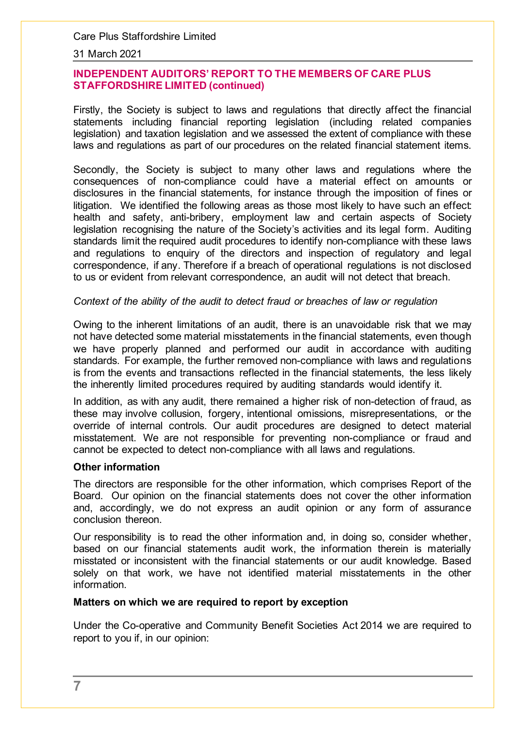## INDEPENDENT AUDITORS' REPORT TO THE MEMBERS OF CARE PLUS STAFFORDSHIRE LIMITED (continued)

Firstly, the Society is subject to laws and regulations that directly affect the financial statements including financial reporting legislation (including related companies legislation) and taxation legislation and we assessed the extent of compliance with these laws and regulations as part of our procedures on the related financial statement items.

Secondly, the Society is subject to many other laws and regulations where the consequences of non-compliance could have a material effect on amounts or disclosures in the financial statements, for instance through the imposition of fines or litigation. We identified the following areas as those most likely to have such an effect: health and safety, anti-bribery, employment law and certain aspects of Society legislation recognising the nature of the Society's activities and its legal form. Auditing standards limit the required audit procedures to identify non-compliance with these laws and regulations to enquiry of the directors and inspection of regulatory and legal correspondence, if any. Therefore if a breach of operational regulations is not disclosed to us or evident from relevant correspondence, an audit will not detect that breach.

*Context of the ability of the audit to detect fraud or breaches of law or regulation*

Owing to the inherent limitations of an audit, there is an unavoidable risk that we may not have detected some material misstatements in the financial statements, even though we have properly planned and performed our audit in accordance with auditing standards. For example, the further removed non-compliance with laws and regulations is from the events and transactions reflected in the financial statements, the less likely the inherently limited procedures required by auditing standards would identify it.

In addition, as with any audit, there remained a higher risk of non-detection of fraud, as these may involve collusion, forgery, intentional omissions, misrepresentations, or the override of internal controls. Our audit procedures are designed to detect material misstatement. We are not responsible for preventing non-compliance or fraud and cannot be expected to detect non-compliance with all laws and regulations.

**Other information**

The directors are responsible for the other information, which comprises Report of the Board. Our opinion on the financial statements does not cover the other information and, accordingly, we do not express an audit opinion or any form of assurance conclusion thereon.

Our responsibility is to read the other information and, in doing so, consider whether, based on our financial statements audit work, the information therein is materially misstated or inconsistent with the financial statements or our audit knowledge. Based solely on that work, we have not identified material misstatements in the other information.

**Matters on which we are required to report by exception**

Under the Co-operative and Community Benefit Societies Act 2014 we are required to report to you if, in our opinion: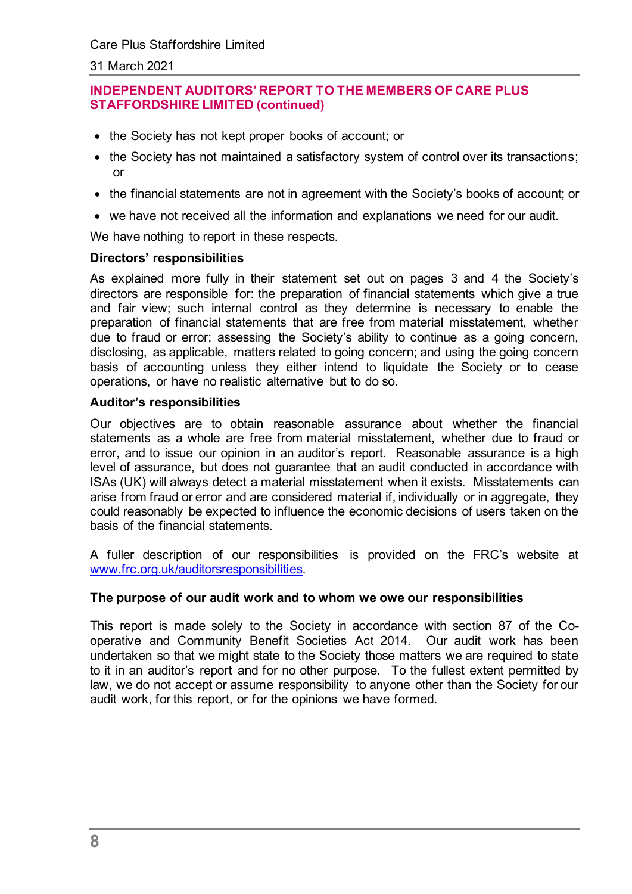## INDEPENDENT AUDITORS' REPORT TO THE MEMBERS OF CARE PLUS STAFFORDSHIRE LIMITED (continued)

- the Society has not kept proper books of account; or
- the Society has not maintained a satisfactory system of control over its transactions; or
- the financial statements are not in agreement with the Society's books of account; or
- we have not received all the information and explanations we need for our audit.

We have nothing to report in these respects.

**Directors' responsibilities**

As explained more fully in their statement set out on pages 3 and 4 the Society's directors are responsible for: the preparation of financial statements which give a true and fair view; such internal control as they determine is necessary to enable the preparation of financial statements that are free from material misstatement, whether due to fraud or error; assessing the Society's ability to continue as a going concern, disclosing, as applicable, matters related to going concern; and using the going concern basis of accounting unless they either intend to liquidate the Society or to cease operations, or have no realistic alternative but to do so.

**Auditor's responsibilities**

Our objectives are to obtain reasonable assurance about whether the financial statements as a whole are free from material misstatement, whether due to fraud or error, and to issue our opinion in an auditor's report. Reasonable assurance is a high level of assurance, but does not guarantee that an audit conducted in accordance with ISAs (UK) will always detect a material misstatement when it exists. Misstatements can arise from fraud or error and are considered material if, individually or in aggregate, they could reasonably be expected to influence the economic decisions of users taken on the basis of the financial statements.

A fuller description of our responsibilities is provided on the FRC's website at www.frc.org.uk/auditorsresponsibilities.

**The purpose of our audit work and to whom we owe our responsibilities**

This report is made solely to the Society in accordance with section 87 of the Co-operative and Community Benefit Societies Act 2014. Our audit work has been undertaken so that we might state to the Society those matters we are required to state to it in an auditor's report and for no other purpose. To the fullest extent permitted by law, we do not accept or assume responsibility to anyone other than the Society for our audit work, for this report, or for the opinions we have formed.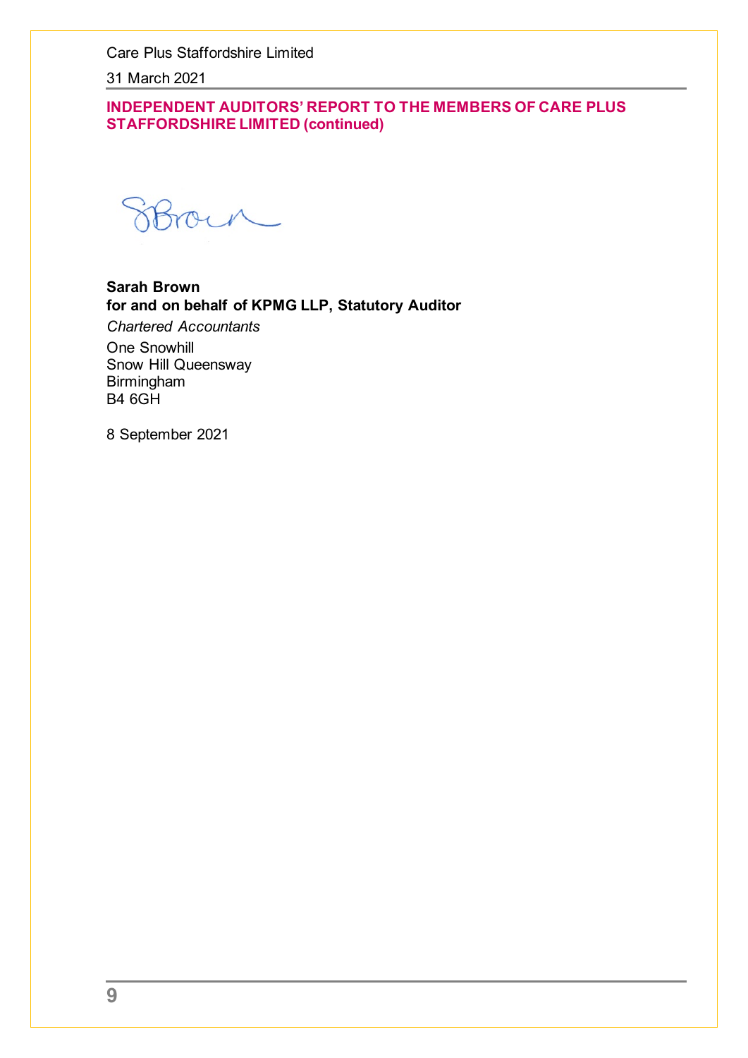## INDEPENDENT AUDITORS' REPORT TO THE MEMBERS OF CARE PLUS STAFFORDSHIRE LIMITED (continued)

**Sarah Brown**
**for and on behalf of KPMG LLP, Statutory Auditor**
*Chartered Accountants*
One Snowhill
Snow Hill Queensway
Birmingham
B4 6GH

8 September 2021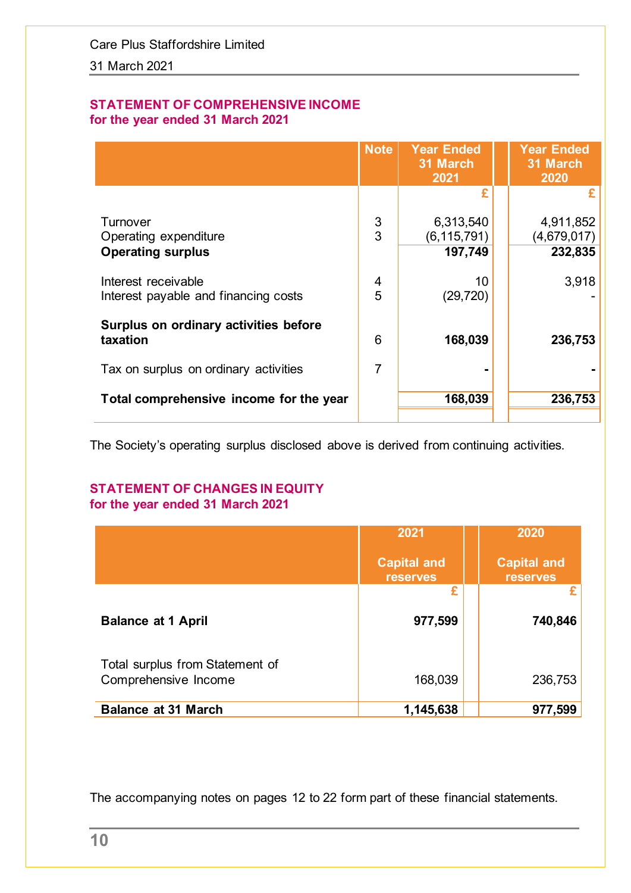## STATEMENT OF COMPREHENSIVE INCOME
### for the year ended 31 March 2021

| | Note | Year Ended 31 March 2021 | Year Ended 31 March 2020 |
|---|---|---|---|
| | | £ | £ |
| Turnover | 3 | 6,313,540 | 4,911,852 |
| Operating expenditure | 3 | (6,115,791) | (4,679,017) |
| **Operating surplus** | | **197,749** | **232,835** |
| Interest receivable | 4 | 10 | 3,918 |
| Interest payable and financing costs | 5 | (29,720) | - |
| **Surplus on ordinary activities before taxation** | 6 | **168,039** | **236,753** |
| Tax on surplus on ordinary activities | 7 | - | - |
| **Total comprehensive income for the year** | | **168,039** | **236,753** |

The Society's operating surplus disclosed above is derived from continuing activities.

## STATEMENT OF CHANGES IN EQUITY
### for the year ended 31 March 2021

| | 2021 Capital and reserves | 2020 Capital and reserves |
|---|---|---|
| | £ | £ |
| **Balance at 1 April** | **977,599** | **740,846** |
| Total surplus from Statement of Comprehensive Income | 168,039 | 236,753 |
| **Balance at 31 March** | **1,145,638** | **977,599** |

The accompanying notes on pages 12 to 22 form part of these financial statements.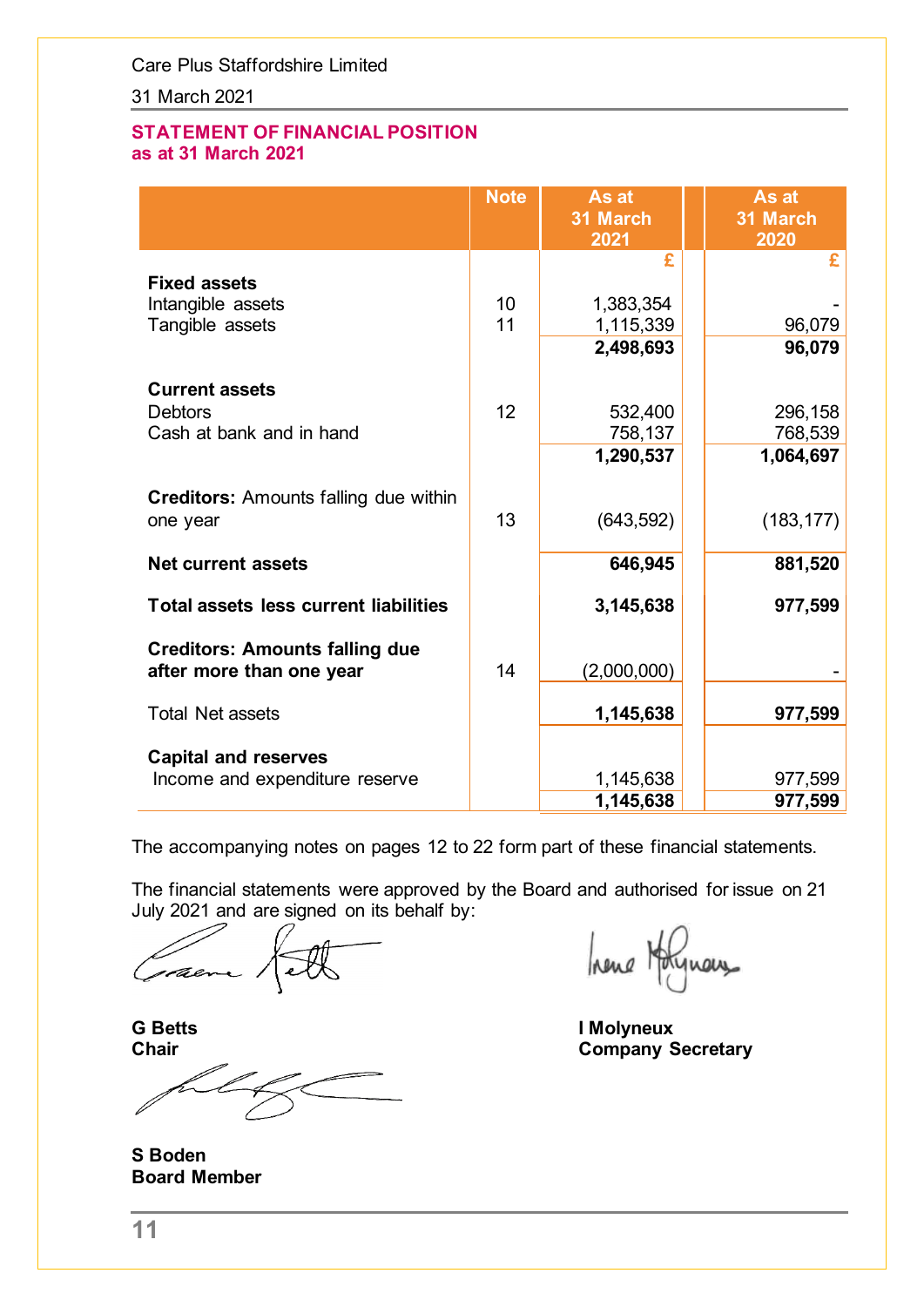Care Plus Staffordshire Limited

31 March 2021

## STATEMENT OF FINANCIAL POSITION
**as at 31 March 2021**

| | Note | As at 31 March 2021 | As at 31 March 2020 |
|---|---|---|---|
| | | £ | £ |
| **Fixed assets** | | | |
| Intangible assets | 10 | 1,383,354 | - |
| Tangible assets | 11 | 1,115,339 | 96,079 |
| | | **2,498,693** | **96,079** |
| **Current assets** | | | |
| Debtors | 12 | 532,400 | 296,158 |
| Cash at bank and in hand | | 758,137 | 768,539 |
| | | **1,290,537** | **1,064,697** |
| **Creditors:** Amounts falling due within one year | 13 | (643,592) | (183,177) |
| **Net current assets** | | **646,945** | **881,520** |
| **Total assets less current liabilities** | | **3,145,638** | **977,599** |
| **Creditors: Amounts falling due after more than one year** | 14 | (2,000,000) | - |
| Total Net assets | | **1,145,638** | **977,599** |
| **Capital and reserves** | | | |
| Income and expenditure reserve | | 1,145,638 | 977,599 |
| | | **1,145,638** | **977,599** |

The accompanying notes on pages 12 to 22 form part of these financial statements.

The financial statements were approved by the Board and authorised for issue on 21 July 2021 and are signed on its behalf by:

**G Betts**
**Chair**

**I Molyneux**
**Company Secretary**

**S Boden**
**Board Member**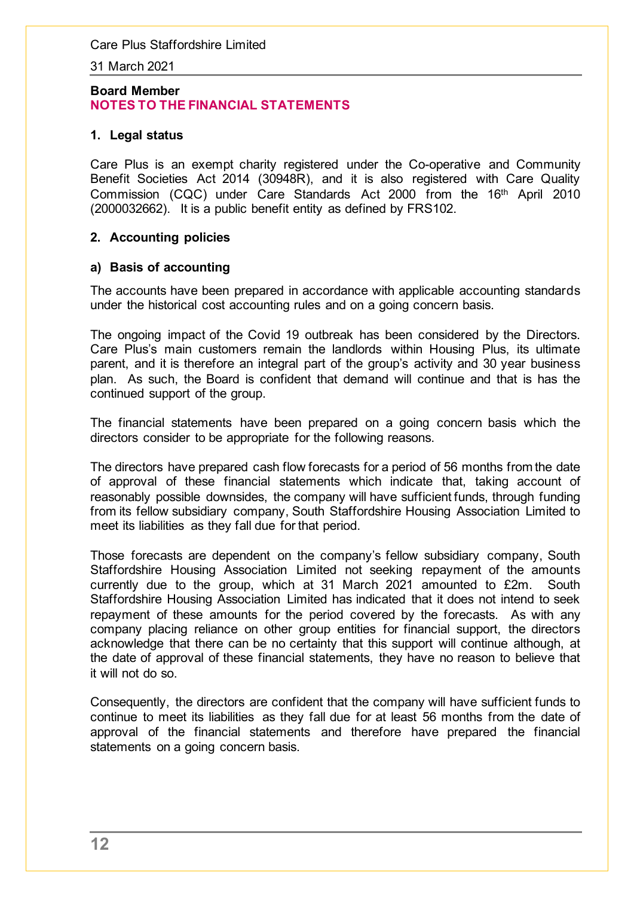**Board Member**

## NOTES TO THE FINANCIAL STATEMENTS

### 1. Legal status

Care Plus is an exempt charity registered under the Co-operative and Community Benefit Societies Act 2014 (30948R), and it is also registered with Care Quality Commission (CQC) under Care Standards Act 2000 from the 16th April 2010 (2000032662). It is a public benefit entity as defined by FRS102.

### 2. Accounting policies

#### a) Basis of accounting

The accounts have been prepared in accordance with applicable accounting standards under the historical cost accounting rules and on a going concern basis.

The ongoing impact of the Covid 19 outbreak has been considered by the Directors. Care Plus's main customers remain the landlords within Housing Plus, its ultimate parent, and it is therefore an integral part of the group's activity and 30 year business plan. As such, the Board is confident that demand will continue and that is has the continued support of the group.

The financial statements have been prepared on a going concern basis which the directors consider to be appropriate for the following reasons.

The directors have prepared cash flow forecasts for a period of 56 months from the date of approval of these financial statements which indicate that, taking account of reasonably possible downsides, the company will have sufficient funds, through funding from its fellow subsidiary company, South Staffordshire Housing Association Limited to meet its liabilities as they fall due for that period.

Those forecasts are dependent on the company's fellow subsidiary company, South Staffordshire Housing Association Limited not seeking repayment of the amounts currently due to the group, which at 31 March 2021 amounted to £2m. South Staffordshire Housing Association Limited has indicated that it does not intend to seek repayment of these amounts for the period covered by the forecasts. As with any company placing reliance on other group entities for financial support, the directors acknowledge that there can be no certainty that this support will continue although, at the date of approval of these financial statements, they have no reason to believe that it will not do so.

Consequently, the directors are confident that the company will have sufficient funds to continue to meet its liabilities as they fall due for at least 56 months from the date of approval of the financial statements and therefore have prepared the financial statements on a going concern basis.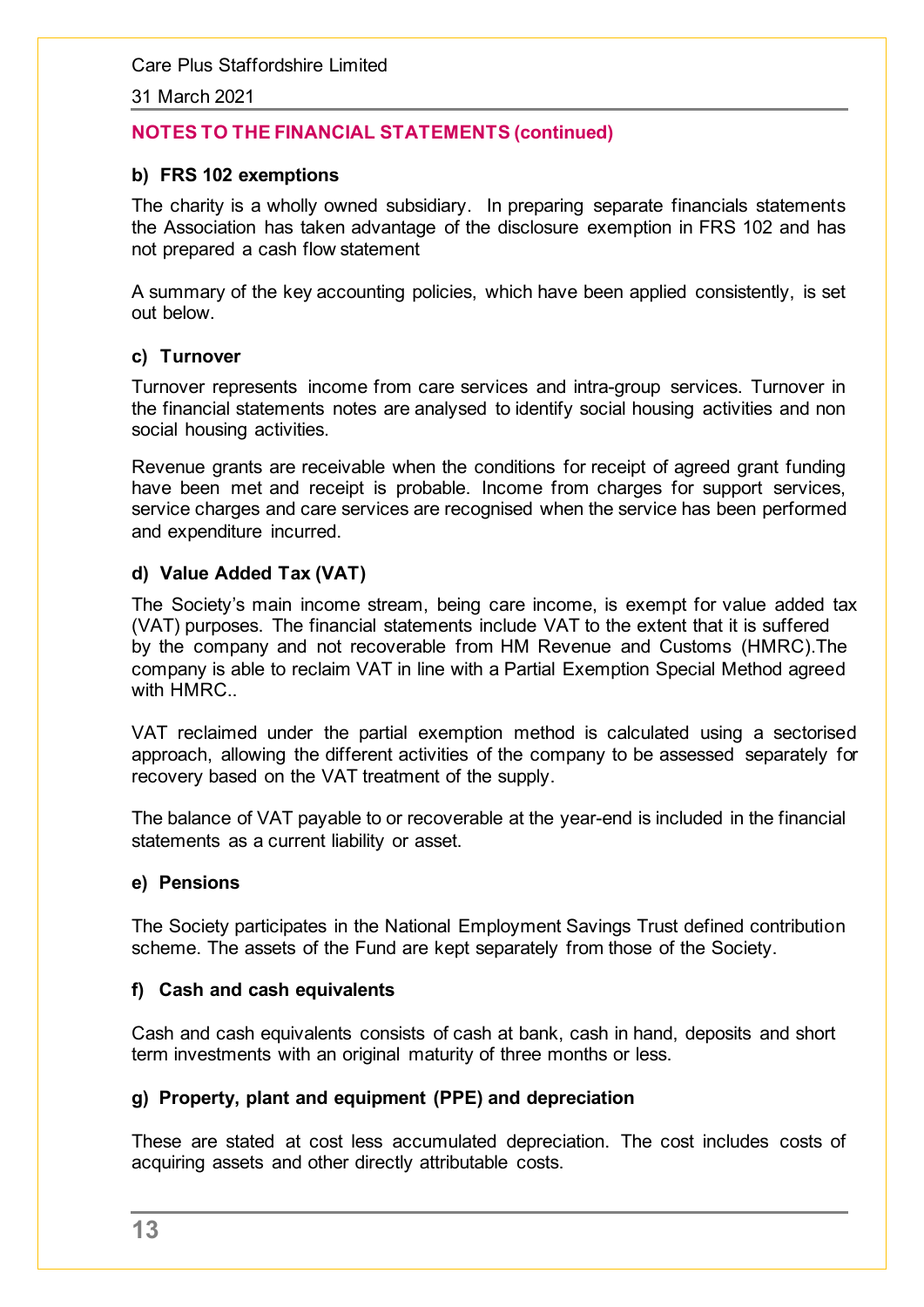## NOTES TO THE FINANCIAL STATEMENTS (continued)

### b) FRS 102 exemptions

The charity is a wholly owned subsidiary. In preparing separate financials statements the Association has taken advantage of the disclosure exemption in FRS 102 and has not prepared a cash flow statement

A summary of the key accounting policies, which have been applied consistently, is set out below.

### c) Turnover

Turnover represents income from care services and intra-group services. Turnover in the financial statements notes are analysed to identify social housing activities and non social housing activities.

Revenue grants are receivable when the conditions for receipt of agreed grant funding have been met and receipt is probable. Income from charges for support services, service charges and care services are recognised when the service has been performed and expenditure incurred.

### d) Value Added Tax (VAT)

The Society's main income stream, being care income, is exempt for value added tax (VAT) purposes. The financial statements include VAT to the extent that it is suffered by the company and not recoverable from HM Revenue and Customs (HMRC).The company is able to reclaim VAT in line with a Partial Exemption Special Method agreed with HMRC..

VAT reclaimed under the partial exemption method is calculated using a sectorised approach, allowing the different activities of the company to be assessed separately for recovery based on the VAT treatment of the supply.

The balance of VAT payable to or recoverable at the year-end is included in the financial statements as a current liability or asset.

### e) Pensions

The Society participates in the National Employment Savings Trust defined contribution scheme. The assets of the Fund are kept separately from those of the Society.

### f) Cash and cash equivalents

Cash and cash equivalents consists of cash at bank, cash in hand, deposits and short term investments with an original maturity of three months or less.

### g) Property, plant and equipment (PPE) and depreciation

These are stated at cost less accumulated depreciation. The cost includes costs of acquiring assets and other directly attributable costs.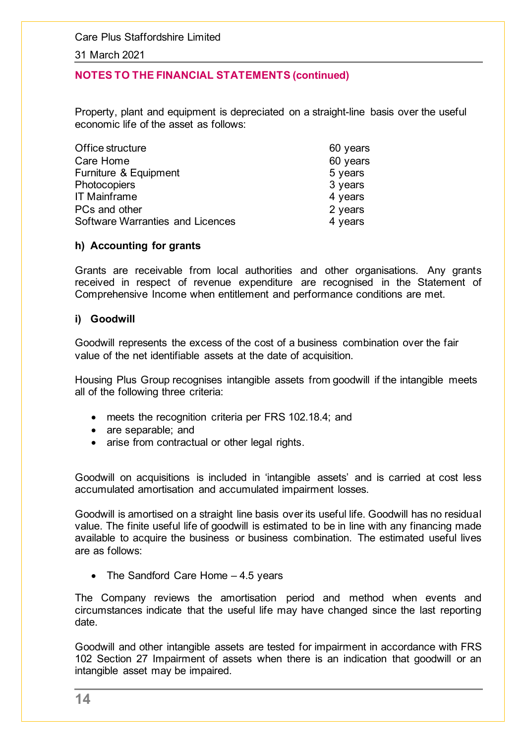Property, plant and equipment is depreciated on a straight-line basis over the useful economic life of the asset as follows:

| | |
|---|---|
| Office structure | 60 years |
| Care Home | 60 years |
| Furniture & Equipment | 5 years |
| Photocopiers | 3 years |
| IT Mainframe | 4 years |
| PCs and other | 2 years |
| Software Warranties and Licences | 4 years |

### h) Accounting for grants

Grants are receivable from local authorities and other organisations. Any grants received in respect of revenue expenditure are recognised in the Statement of Comprehensive Income when entitlement and performance conditions are met.

### i) Goodwill

Goodwill represents the excess of the cost of a business combination over the fair value of the net identifiable assets at the date of acquisition.

Housing Plus Group recognises intangible assets from goodwill if the intangible meets all of the following three criteria:

- meets the recognition criteria per FRS 102.18.4; and
- are separable; and
- arise from contractual or other legal rights.

Goodwill on acquisitions is included in 'intangible assets' and is carried at cost less accumulated amortisation and accumulated impairment losses.

Goodwill is amortised on a straight line basis over its useful life. Goodwill has no residual value. The finite useful life of goodwill is estimated to be in line with any financing made available to acquire the business or business combination. The estimated useful lives are as follows:

- The Sandford Care Home – 4.5 years

The Company reviews the amortisation period and method when events and circumstances indicate that the useful life may have changed since the last reporting date.

Goodwill and other intangible assets are tested for impairment in accordance with FRS 102 Section 27 Impairment of assets when there is an indication that goodwill or an intangible asset may be impaired.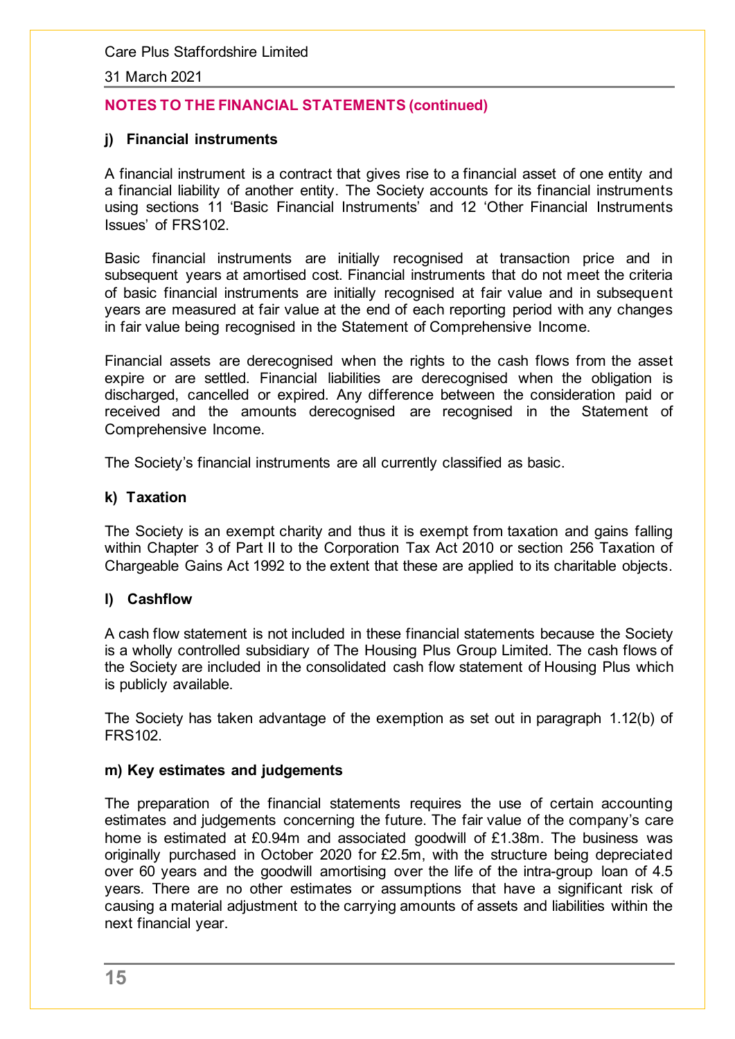## NOTES TO THE FINANCIAL STATEMENTS (continued)

### j) Financial instruments

A financial instrument is a contract that gives rise to a financial asset of one entity and a financial liability of another entity. The Society accounts for its financial instruments using sections 11 'Basic Financial Instruments' and 12 'Other Financial Instruments Issues' of FRS102.

Basic financial instruments are initially recognised at transaction price and in subsequent years at amortised cost. Financial instruments that do not meet the criteria of basic financial instruments are initially recognised at fair value and in subsequent years are measured at fair value at the end of each reporting period with any changes in fair value being recognised in the Statement of Comprehensive Income.

Financial assets are derecognised when the rights to the cash flows from the asset expire or are settled. Financial liabilities are derecognised when the obligation is discharged, cancelled or expired. Any difference between the consideration paid or received and the amounts derecognised are recognised in the Statement of Comprehensive Income.

The Society's financial instruments are all currently classified as basic.

### k) Taxation

The Society is an exempt charity and thus it is exempt from taxation and gains falling within Chapter 3 of Part II to the Corporation Tax Act 2010 or section 256 Taxation of Chargeable Gains Act 1992 to the extent that these are applied to its charitable objects.

### l) Cashflow

A cash flow statement is not included in these financial statements because the Society is a wholly controlled subsidiary of The Housing Plus Group Limited. The cash flows of the Society are included in the consolidated cash flow statement of Housing Plus which is publicly available.

The Society has taken advantage of the exemption as set out in paragraph 1.12(b) of FRS102.

### m) Key estimates and judgements

The preparation of the financial statements requires the use of certain accounting estimates and judgements concerning the future. The fair value of the company's care home is estimated at £0.94m and associated goodwill of £1.38m. The business was originally purchased in October 2020 for £2.5m, with the structure being depreciated over 60 years and the goodwill amortising over the life of the intra-group loan of 4.5 years. There are no other estimates or assumptions that have a significant risk of causing a material adjustment to the carrying amounts of assets and liabilities within the next financial year.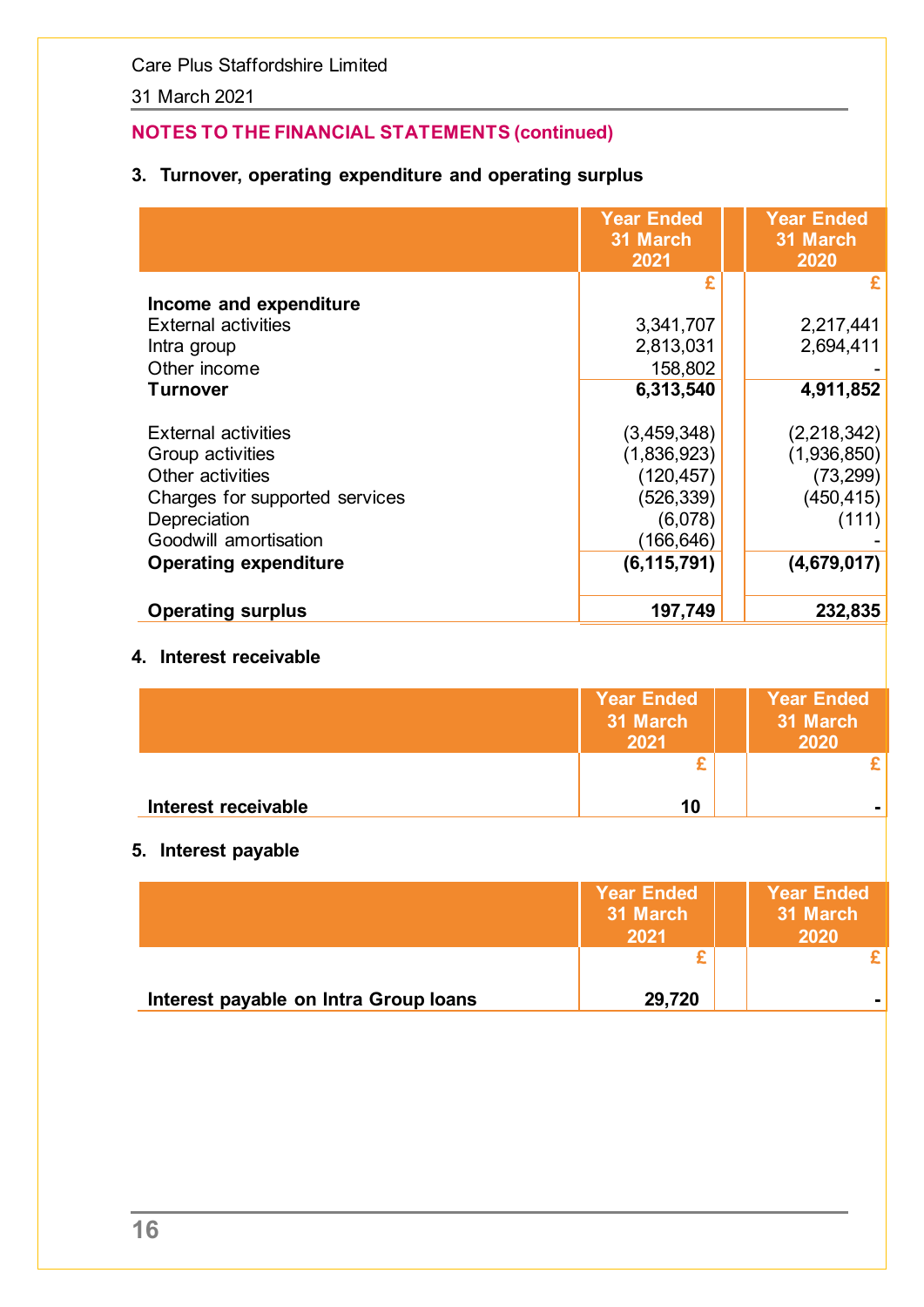Care Plus Staffordshire Limited

31 March 2021

## NOTES TO THE FINANCIAL STATEMENTS (continued)

### 3. Turnover, operating expenditure and operating surplus

| | Year Ended 31 March 2021 | Year Ended 31 March 2020 |
|---|---|---|
| | £ | £ |
| **Income and expenditure** | | |
| External activities | 3,341,707 | 2,217,441 |
| Intra group | 2,813,031 | 2,694,411 |
| Other income | 158,802 | - |
| **Turnover** | **6,313,540** | **4,911,852** |
| | | |
| External activities | (3,459,348) | (2,218,342) |
| Group activities | (1,836,923) | (1,936,850) |
| Other activities | (120,457) | (73,299) |
| Charges for supported services | (526,339) | (450,415) |
| Depreciation | (6,078) | (111) |
| Goodwill amortisation | (166,646) | - |
| **Operating expenditure** | **(6,115,791)** | **(4,679,017)** |
| | | |
| **Operating surplus** | **197,749** | **232,835** |

### 4. Interest receivable

| | Year Ended 31 March 2021 | Year Ended 31 March 2020 |
|---|---|---|
| | £ | £ |
| **Interest receivable** | **10** | **-** |

### 5. Interest payable

| | Year Ended 31 March 2021 | Year Ended 31 March 2020 |
|---|---|---|
| | £ | £ |
| **Interest payable on Intra Group loans** | **29,720** | **-** |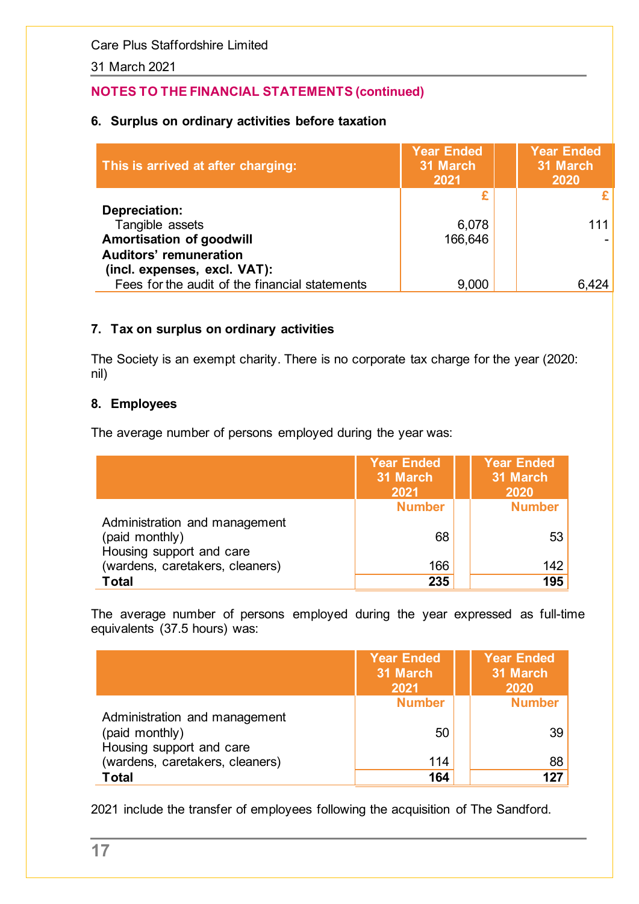**NOTES TO THE FINANCIAL STATEMENTS (continued)**

### 6. Surplus on ordinary activities before taxation

| This is arrived at after charging: | Year Ended 31 March 2021 | Year Ended 31 March 2020 |
|---|---|---|
| | £ | £ |
| **Depreciation:** | | |
| Tangible assets | 6,078 | 111 |
| **Amortisation of goodwill** | 166,646 | - |
| **Auditors' remuneration (incl. expenses, excl. VAT):** | | |
| Fees for the audit of the financial statements | 9,000 | 6,424 |

### 7. Tax on surplus on ordinary activities

The Society is an exempt charity. There is no corporate tax charge for the year (2020: nil)

### 8. Employees

The average number of persons employed during the year was:

| | Year Ended 31 March 2021 | Year Ended 31 March 2020 |
|---|---|---|
| | Number | Number |
| Administration and management (paid monthly) | 68 | 53 |
| Housing support and care (wardens, caretakers, cleaners) | 166 | 142 |
| **Total** | **235** | **195** |

The average number of persons employed during the year expressed as full-time equivalents (37.5 hours) was:

| | Year Ended 31 March 2021 | Year Ended 31 March 2020 |
|---|---|---|
| | Number | Number |
| Administration and management (paid monthly) | 50 | 39 |
| Housing support and care (wardens, caretakers, cleaners) | 114 | 88 |
| **Total** | **164** | **127** |

2021 include the transfer of employees following the acquisition of The Sandford.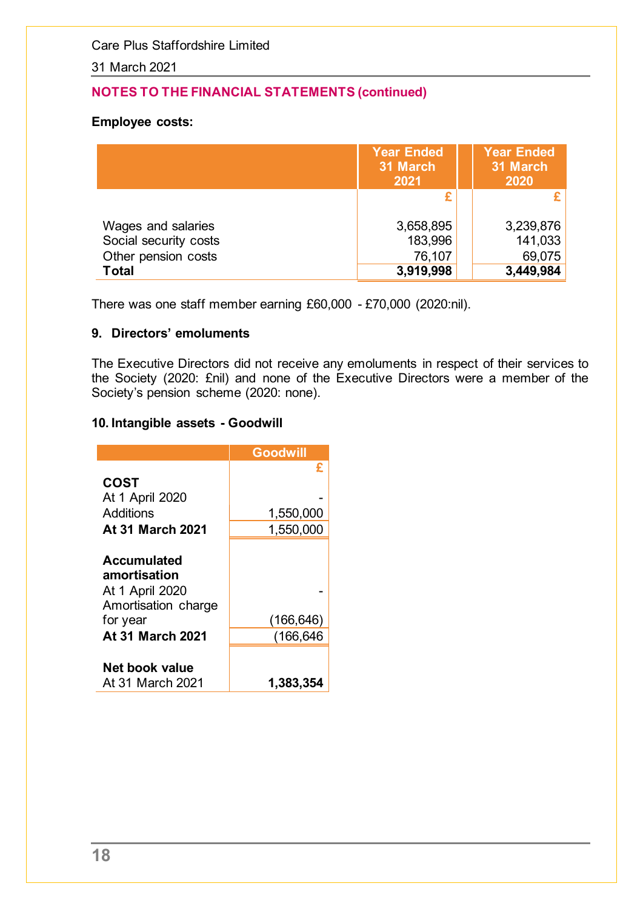Care Plus Staffordshire Limited

31 March 2021

**NOTES TO THE FINANCIAL STATEMENTS (continued)**

**Employee costs:**

| | Year Ended 31 March 2021 | Year Ended 31 March 2020 |
|---|---|---|
| | £ | £ |
| Wages and salaries | 3,658,895 | 3,239,876 |
| Social security costs | 183,996 | 141,033 |
| Other pension costs | 76,107 | 69,075 |
| **Total** | **3,919,998** | **3,449,984** |

There was one staff member earning £60,000 - £70,000 (2020:nil).

### 9. Directors' emoluments

The Executive Directors did not receive any emoluments in respect of their services to the Society (2020: £nil) and none of the Executive Directors were a member of the Society's pension scheme (2020: none).

### 10. Intangible assets - Goodwill

| | Goodwill |
|---|---|
| | £ |
| **COST** | |
| At 1 April 2020 | - |
| Additions | 1,550,000 |
| **At 31 March 2021** | 1,550,000 |
| **Accumulated amortisation** | |
| At 1 April 2020 | - |
| Amortisation charge for year | (166,646) |
| **At 31 March 2021** | (166,646 |
| **Net book value** | |
| At 31 March 2021 | **1,383,354** |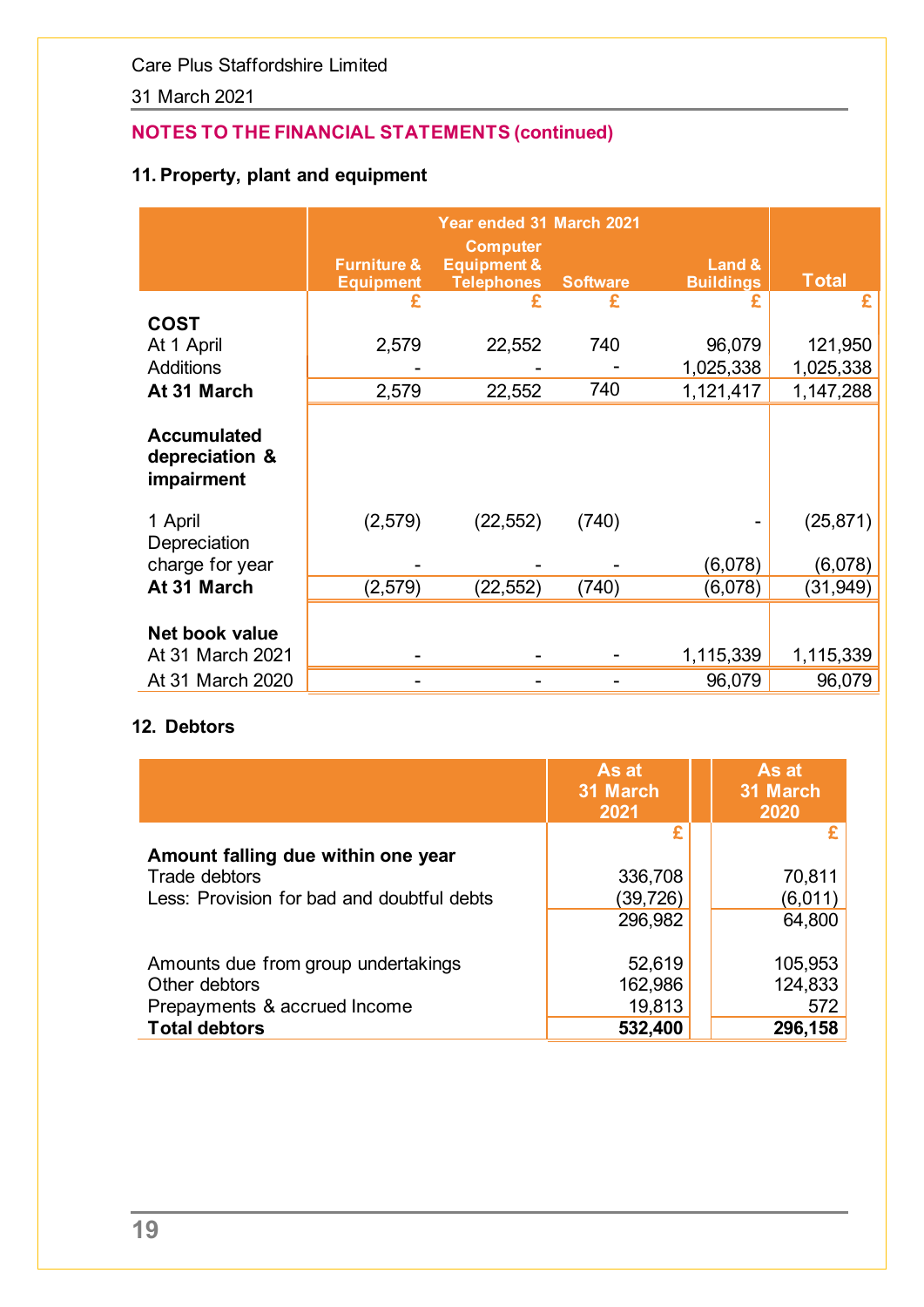Care Plus Staffordshire Limited

31 March 2021

## NOTES TO THE FINANCIAL STATEMENTS (continued)

### 11. Property, plant and equipment

| | Year ended 31 March 2021 | | | | |
|---|---|---|---|---|---|
| | Furniture & Equipment | Computer Equipment & Telephones | Software | Land & Buildings | Total |
| | £ | £ | £ | £ | £ |
| **COST** | | | | | |
| At 1 April | 2,579 | 22,552 | 740 | 96,079 | 121,950 |
| Additions | - | - | - | 1,025,338 | 1,025,338 |
| **At 31 March** | 2,579 | 22,552 | 740 | 1,121,417 | 1,147,288 |
| **Accumulated depreciation & impairment** | | | | | |
| 1 April | (2,579) | (22,552) | (740) | - | (25,871) |
| Depreciation charge for year | - | - | - | (6,078) | (6,078) |
| **At 31 March** | (2,579) | (22,552) | (740) | (6,078) | (31,949) |
| **Net book value** | | | | | |
| At 31 March 2021 | - | - | - | 1,115,339 | 1,115,339 |
| At 31 March 2020 | - | - | - | 96,079 | 96,079 |

### 12. Debtors

| | As at 31 March 2021 | As at 31 March 2020 |
|---|---|---|
| | £ | £ |
| **Amount falling due within one year** | | |
| Trade debtors | 336,708 | 70,811 |
| Less: Provision for bad and doubtful debts | (39,726) | (6,011) |
| | 296,982 | 64,800 |
| Amounts due from group undertakings | 52,619 | 105,953 |
| Other debtors | 162,986 | 124,833 |
| Prepayments & accrued Income | 19,813 | 572 |
| **Total debtors** | **532,400** | **296,158** |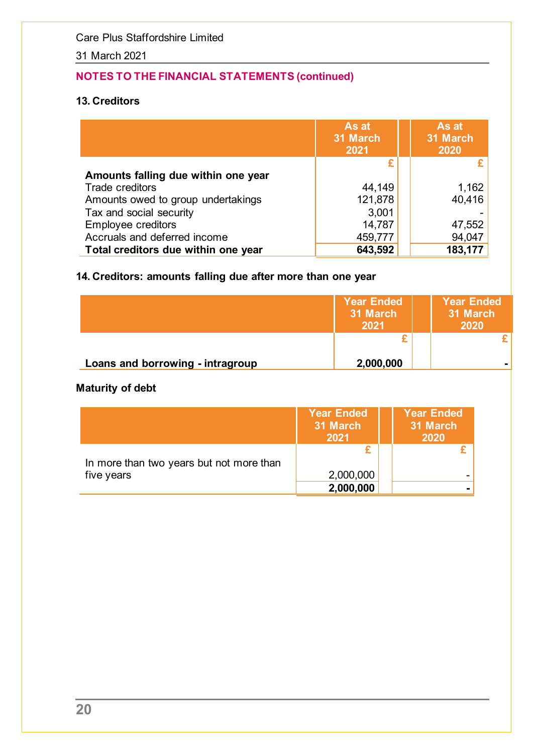Care Plus Staffordshire Limited

31 March 2021

## NOTES TO THE FINANCIAL STATEMENTS (continued)

### 13. Creditors

| | As at 31 March 2021 | As at 31 March 2020 |
|---|---|---|
| | £ | £ |
| **Amounts falling due within one year** | | |
| Trade creditors | 44,149 | 1,162 |
| Amounts owed to group undertakings | 121,878 | 40,416 |
| Tax and social security | 3,001 | - |
| Employee creditors | 14,787 | 47,552 |
| Accruals and deferred income | 459,777 | 94,047 |
| **Total creditors due within one year** | **643,592** | **183,177** |

### 14. Creditors: amounts falling due after more than one year

| | Year Ended 31 March 2021 | Year Ended 31 March 2020 |
|---|---|---|
| | £ | £ |
| **Loans and borrowing - intragroup** | **2,000,000** | **-** |

**Maturity of debt**

| | Year Ended 31 March 2021 | Year Ended 31 March 2020 |
|---|---|---|
| | £ | £ |
| In more than two years but not more than five years | 2,000,000 | - |
| | **2,000,000** | **-** |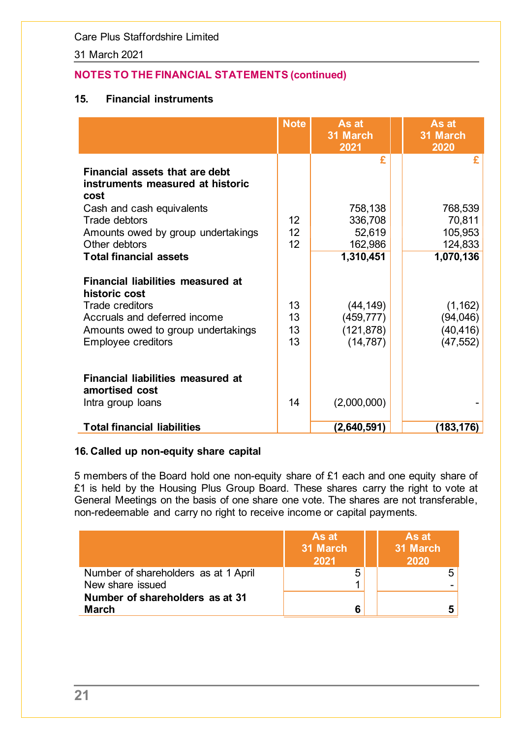## NOTES TO THE FINANCIAL STATEMENTS (continued)

### 15. Financial instruments

| | Note | As at 31 March 2021 | As at 31 March 2020 |
|---|---|---|---|
| | | £ | £ |
| **Financial assets that are debt instruments measured at historic cost** | | | |
| Cash and cash equivalents | | 758,138 | 768,539 |
| Trade debtors | 12 | 336,708 | 70,811 |
| Amounts owed by group undertakings | 12 | 52,619 | 105,953 |
| Other debtors | 12 | 162,986 | 124,833 |
| **Total financial assets** | | **1,310,451** | **1,070,136** |
| | | | |
| **Financial liabilities measured at historic cost** | | | |
| Trade creditors | 13 | (44,149) | (1,162) |
| Accruals and deferred income | 13 | (459,777) | (94,046) |
| Amounts owed to group undertakings | 13 | (121,878) | (40,416) |
| Employee creditors | 13 | (14,787) | (47,552) |
| | | | |
| **Financial liabilities measured at amortised cost** | | | |
| Intra group loans | 14 | (2,000,000) | - |
| | | | |
| **Total financial liabilities** | | **(2,640,591)** | **(183,176)** |

### 16. Called up non-equity share capital

5 members of the Board hold one non-equity share of £1 each and one equity share of £1 is held by the Housing Plus Group Board. These shares carry the right to vote at General Meetings on the basis of one share one vote. The shares are not transferable, non-redeemable and carry no right to receive income or capital payments.

| | As at 31 March 2021 | As at 31 March 2020 |
|---|---|---|
| Number of shareholders as at 1 April | 5 | 5 |
| New share issued | 1 | - |
| **Number of shareholders as at 31 March** | **6** | **5** |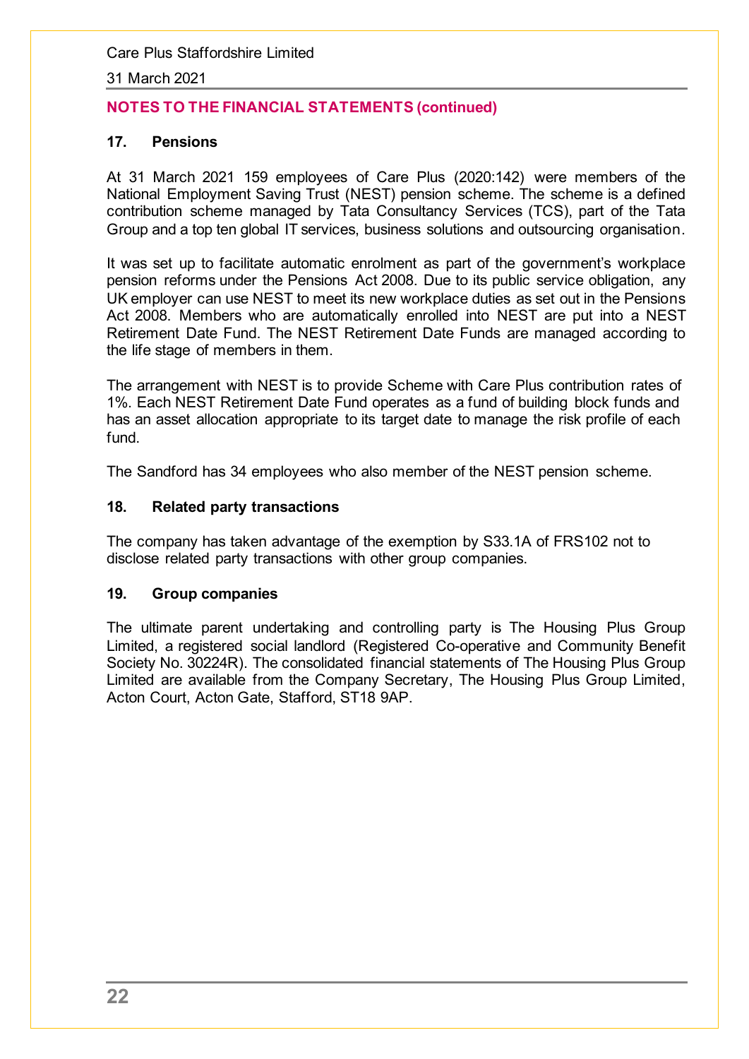## NOTES TO THE FINANCIAL STATEMENTS (continued)

### 17. Pensions

At 31 March 2021 159 employees of Care Plus (2020:142) were members of the National Employment Saving Trust (NEST) pension scheme. The scheme is a defined contribution scheme managed by Tata Consultancy Services (TCS), part of the Tata Group and a top ten global IT services, business solutions and outsourcing organisation.

It was set up to facilitate automatic enrolment as part of the government's workplace pension reforms under the Pensions Act 2008. Due to its public service obligation, any UK employer can use NEST to meet its new workplace duties as set out in the Pensions Act 2008. Members who are automatically enrolled into NEST are put into a NEST Retirement Date Fund. The NEST Retirement Date Funds are managed according to the life stage of members in them.

The arrangement with NEST is to provide Scheme with Care Plus contribution rates of 1%. Each NEST Retirement Date Fund operates as a fund of building block funds and has an asset allocation appropriate to its target date to manage the risk profile of each fund.

The Sandford has 34 employees who also member of the NEST pension scheme.

### 18. Related party transactions

The company has taken advantage of the exemption by S33.1A of FRS102 not to disclose related party transactions with other group companies.

### 19. Group companies

The ultimate parent undertaking and controlling party is The Housing Plus Group Limited, a registered social landlord (Registered Co-operative and Community Benefit Society No. 30224R). The consolidated financial statements of The Housing Plus Group Limited are available from the Company Secretary, The Housing Plus Group Limited, Acton Court, Acton Gate, Stafford, ST18 9AP.